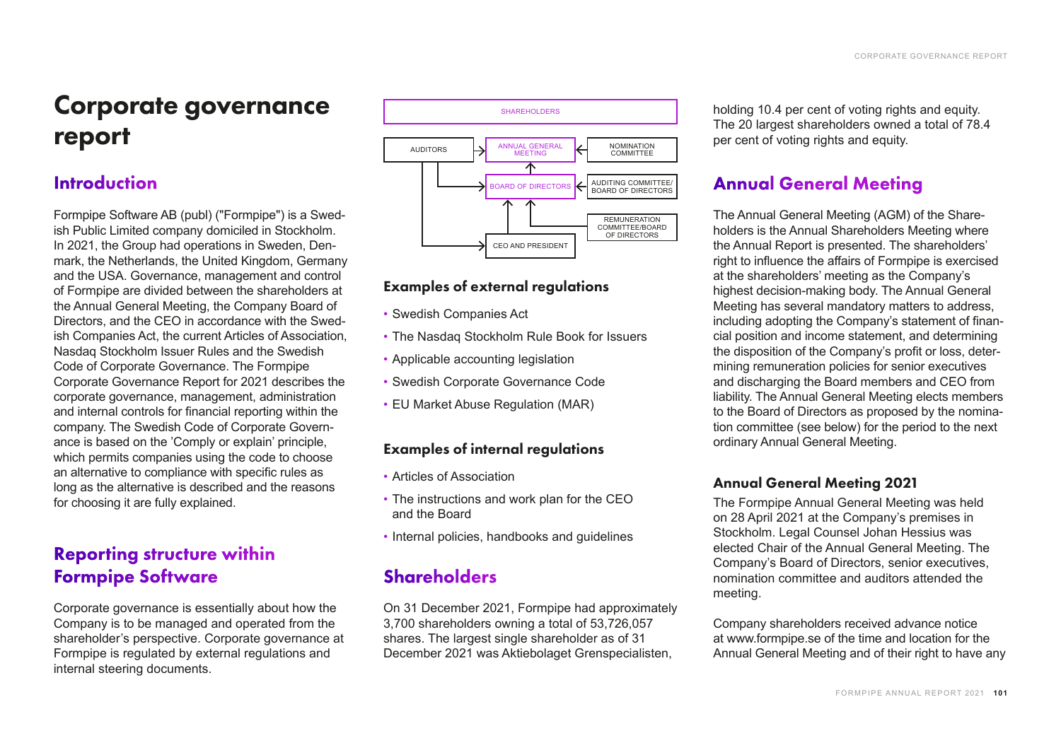# Corporate governance report

## Introduction

Formpipe Software AB (publ) ("Formpipe") is a Swedish Public Limited company domiciled in Stockholm. In 2021, the Group had operations in Sweden, Denmark, the Netherlands, the United Kingdom, Germany and the USA. Governance, management and control of Formpipe are divided between the shareholders at the Annual General Meeting, the Company Board of Directors, and the CEO in accordance with the Swedish Companies Act, the current Articles of Association, Nasdaq Stockholm Issuer Rules and the Swedish Code of Corporate Governance. The Formpipe Corporate Governance Report for 2021 describes the corporate governance, management, administration and internal controls for financial reporting within the company. The Swedish Code of Corporate Governance is based on the 'Comply or explain' principle, which permits companies using the code to choose an alternative to compliance with specific rules as long as the alternative is described and the reasons for choosing it are fully explained.

## Reporting structure within Formpipe Software

Corporate governance is essentially about how the Company is to be managed and operated from the shareholder's perspective. Corporate governance at Formpipe is regulated by external regulations and internal steering documents.

SHAREHOLDERS

AUDITORS → ANNUAL GENERAL MEETING ← NOMINATION COMMITTEE

BOARD OF DIRECTORS ← AUDITING COMMITTEE/ BOARD OF DIRECTORS

REMUNERATION COMMITTEE/BOARD OF DIRECTORS

CEO AND PRESIDENT

### Examples of external regulations

- Swedish Companies Act
- The Nasdaq Stockholm Rule Book for Issuers
- Applicable accounting legislation
- Swedish Corporate Governance Code
- EU Market Abuse Regulation (MAR)

### Examples of internal regulations

- Articles of Association
- The instructions and work plan for the CEO and the Board
- Internal policies, handbooks and guidelines

## Shareholders

On 31 December 2021, Formpipe had approximately 3,700 shareholders owning a total of 53,726,057 shares. The largest single shareholder as of 31 December 2021 was Aktiebolaget Grenspecialisten, holding 10.4 per cent of voting rights and equity. The 20 largest shareholders owned a total of 78.4 per cent of voting rights and equity.

## Annual General Meeting

The Annual General Meeting (AGM) of the Shareholders is the Annual Shareholders Meeting where the Annual Report is presented. The shareholders' right to influence the affairs of Formpipe is exercised at the shareholders' meeting as the Company's highest decision-making body. The Annual General Meeting has several mandatory matters to address, including adopting the Company's statement of financial position and income statement, and determining the disposition of the Company's profit or loss, determining remuneration policies for senior executives and discharging the Board members and CEO from liability. The Annual General Meeting elects members to the Board of Directors as proposed by the nomination committee (see below) for the period to the next ordinary Annual General Meeting.

### Annual General Meeting 2021

The Formpipe Annual General Meeting was held on 28 April 2021 at the Company's premises in Stockholm. Legal Counsel Johan Hessius was elected Chair of the Annual General Meeting. The Company's Board of Directors, senior executives, nomination committee and auditors attended the meeting.

Company shareholders received advance notice at www.formpipe.se of the time and location for the Annual General Meeting and of their right to have any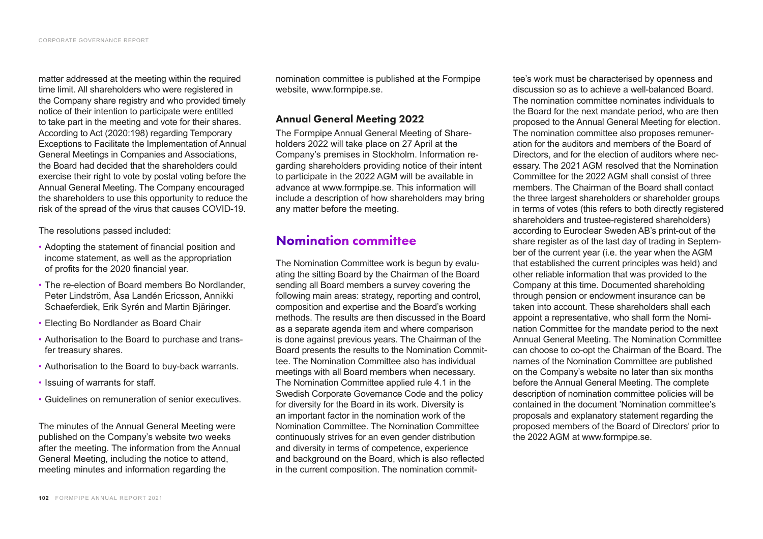matter addressed at the meeting within the required time limit. All shareholders who were registered in the Company share registry and who provided timely notice of their intention to participate were entitled to take part in the meeting and vote for their shares. According to Act (2020:198) regarding Temporary Exceptions to Facilitate the Implementation of Annual General Meetings in Companies and Associations, the Board had decided that the shareholders could exercise their right to vote by postal voting before the Annual General Meeting. The Company encouraged the shareholders to use this opportunity to reduce the risk of the spread of the virus that causes COVID-19.

The resolutions passed included:

- Adopting the statement of financial position and income statement, as well as the appropriation of profits for the 2020 financial year.
- The re-election of Board members Bo Nordlander, Peter Lindström, Åsa Landén Ericsson, Annikki Schaeferdiek, Erik Syrén and Martin Bjäringer.
- Electing Bo Nordlander as Board Chair
- Authorisation to the Board to purchase and transfer treasury shares.
- Authorisation to the Board to buy-back warrants.
- Issuing of warrants for staff.
- Guidelines on remuneration of senior executives.

The minutes of the Annual General Meeting were published on the Company's website two weeks after the meeting. The information from the Annual General Meeting, including the notice to attend, meeting minutes and information regarding the nomination committee is published at the Formpipe website, www.formpipe.se.

### Annual General Meeting 2022

The Formpipe Annual General Meeting of Shareholders 2022 will take place on 27 April at the Company's premises in Stockholm. Information regarding shareholders providing notice of their intent to participate in the 2022 AGM will be available in advance at www.formpipe.se. This information will include a description of how shareholders may bring any matter before the meeting.

## Nomination committee

The Nomination Committee work is begun by evaluating the sitting Board by the Chairman of the Board sending all Board members a survey covering the following main areas: strategy, reporting and control, composition and expertise and the Board's working methods. The results are then discussed in the Board as a separate agenda item and where comparison is done against previous years. The Chairman of the Board presents the results to the Nomination Committee. The Nomination Committee also has individual meetings with all Board members when necessary. The Nomination Committee applied rule 4.1 in the Swedish Corporate Governance Code and the policy for diversity for the Board in its work. Diversity is an important factor in the nomination work of the Nomination Committee. The Nomination Committee continuously strives for an even gender distribution and diversity in terms of competence, experience and background on the Board, which is also reflected in the current composition. The nomination committee's work must be characterised by openness and discussion so as to achieve a well-balanced Board. The nomination committee nominates individuals to the Board for the next mandate period, who are then proposed to the Annual General Meeting for election. The nomination committee also proposes remuneration for the auditors and members of the Board of Directors, and for the election of auditors where necessary. The 2021 AGM resolved that the Nomination Committee for the 2022 AGM shall consist of three members. The Chairman of the Board shall contact the three largest shareholders or shareholder groups in terms of votes (this refers to both directly registered shareholders and trustee-registered shareholders) according to Euroclear Sweden AB's print-out of the share register as of the last day of trading in September of the current year (i.e. the year when the AGM that established the current principles was held) and other reliable information that was provided to the Company at this time. Documented shareholding through pension or endowment insurance can be taken into account. These shareholders shall each appoint a representative, who shall form the Nomination Committee for the mandate period to the next Annual General Meeting. The Nomination Committee can choose to co-opt the Chairman of the Board. The names of the Nomination Committee are published on the Company's website no later than six months before the Annual General Meeting. The complete description of nomination committee policies will be contained in the document 'Nomination committee's proposals and explanatory statement regarding the proposed members of the Board of Directors' prior to the 2022 AGM at www.formpipe.se.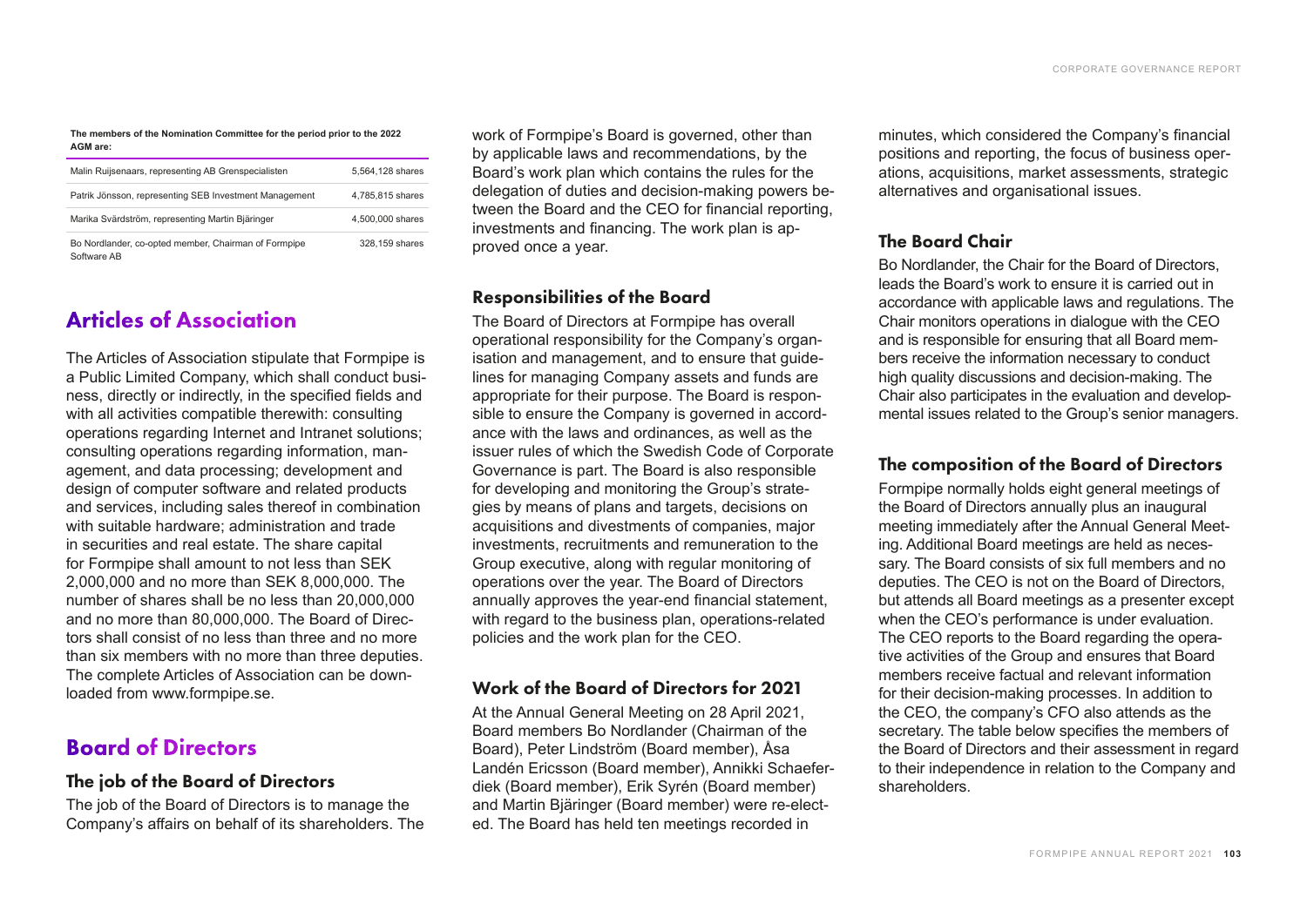**The members of the Nomination Committee for the period prior to the 2022 AGM are:**

| | |
|---|---|
| Malin Ruijsenaars, representing AB Grenspecialisten | 5,564,128 shares |
| Patrik Jönsson, representing SEB Investment Management | 4,785,815 shares |
| Marika Svärdström, representing Martin Bjäringer | 4,500,000 shares |
| Bo Nordlander, co-opted member, Chairman of Formpipe Software AB | 328,159 shares |

## Articles of Association

The Articles of Association stipulate that Formpipe is a Public Limited Company, which shall conduct business, directly or indirectly, in the specified fields and with all activities compatible therewith: consulting operations regarding Internet and Intranet solutions; consulting operations regarding information, management, and data processing; development and design of computer software and related products and services, including sales thereof in combination with suitable hardware; administration and trade in securities and real estate. The share capital for Formpipe shall amount to not less than SEK 2,000,000 and no more than SEK 8,000,000. The number of shares shall be no less than 20,000,000 and no more than 80,000,000. The Board of Directors shall consist of no less than three and no more than six members with no more than three deputies. The complete Articles of Association can be downloaded from www.formpipe.se.

## Board of Directors

### The job of the Board of Directors

The job of the Board of Directors is to manage the Company's affairs on behalf of its shareholders. The work of Formpipe's Board is governed, other than by applicable laws and recommendations, by the Board's work plan which contains the rules for the delegation of duties and decision-making powers between the Board and the CEO for financial reporting, investments and financing. The work plan is approved once a year.

### Responsibilities of the Board

The Board of Directors at Formpipe has overall operational responsibility for the Company's organisation and management, and to ensure that guidelines for managing Company assets and funds are appropriate for their purpose. The Board is responsible to ensure the Company is governed in accordance with the laws and ordinances, as well as the issuer rules of which the Swedish Code of Corporate Governance is part. The Board is also responsible for developing and monitoring the Group's strategies by means of plans and targets, decisions on acquisitions and divestments of companies, major investments, recruitments and remuneration to the Group executive, along with regular monitoring of operations over the year. The Board of Directors annually approves the year-end financial statement, with regard to the business plan, operations-related policies and the work plan for the CEO.

### Work of the Board of Directors for 2021

At the Annual General Meeting on 28 April 2021, Board members Bo Nordlander (Chairman of the Board), Peter Lindström (Board member), Åsa Landén Ericsson (Board member), Annikki Schaeferdiek (Board member), Erik Syrén (Board member) and Martin Bjäringer (Board member) were re-elected. The Board has held ten meetings recorded in minutes, which considered the Company's financial positions and reporting, the focus of business operations, acquisitions, market assessments, strategic alternatives and organisational issues.

### The Board Chair

Bo Nordlander, the Chair for the Board of Directors, leads the Board's work to ensure it is carried out in accordance with applicable laws and regulations. The Chair monitors operations in dialogue with the CEO and is responsible for ensuring that all Board members receive the information necessary to conduct high quality discussions and decision-making. The Chair also participates in the evaluation and developmental issues related to the Group's senior managers.

### The composition of the Board of Directors

Formpipe normally holds eight general meetings of the Board of Directors annually plus an inaugural meeting immediately after the Annual General Meeting. Additional Board meetings are held as necessary. The Board consists of six full members and no deputies. The CEO is not on the Board of Directors, but attends all Board meetings as a presenter except when the CEO's performance is under evaluation. The CEO reports to the Board regarding the operative activities of the Group and ensures that Board members receive factual and relevant information for their decision-making processes. In addition to the CEO, the company's CFO also attends as the secretary. The table below specifies the members of the Board of Directors and their assessment in regard to their independence in relation to the Company and shareholders.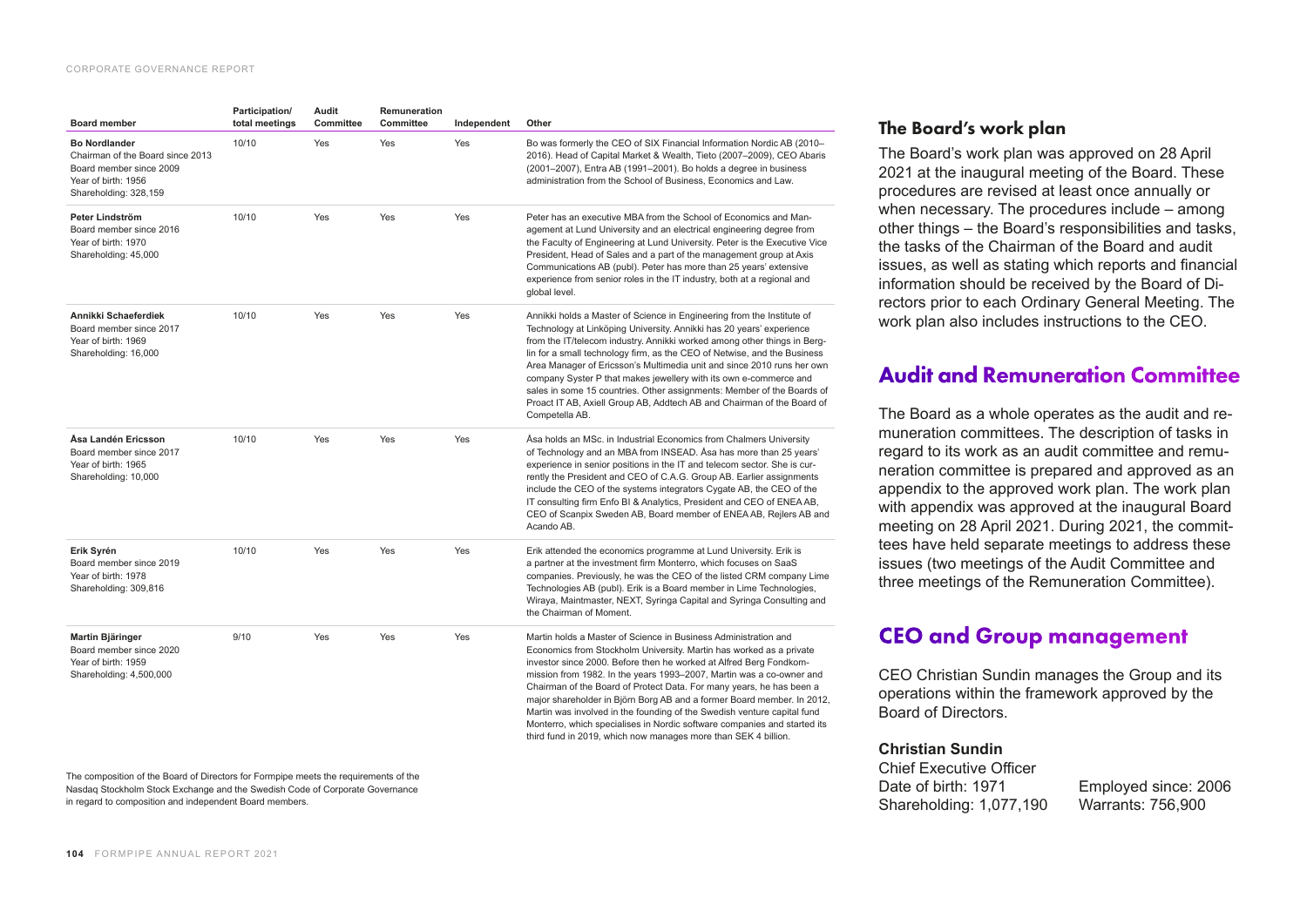| Board member | Participation/ total meetings | Audit Committee | Remuneration Committee | Independent | Other |
|---|---|---|---|---|---|
| **Bo Nordlander** Chairman of the Board since 2013 Board member since 2009 Year of birth: 1956 Shareholding: 328,159 | 10/10 | Yes | Yes | Yes | Bo was formerly the CEO of SIX Financial Information Nordic AB (2010–2016). Head of Capital Market & Wealth, Tieto (2007–2009), CEO Abaris (2001–2007), Entra AB (1991–2001). Bo holds a degree in business administration from the School of Business, Economics and Law. |
| **Peter Lindström** Board member since 2016 Year of birth: 1970 Shareholding: 45,000 | 10/10 | Yes | Yes | Yes | Peter has an executive MBA from the School of Economics and Management at Lund University and an electrical engineering degree from the Faculty of Engineering at Lund University. Peter is the Executive Vice President, Head of Sales and a part of the management group at Axis Communications AB (publ). Peter has more than 25 years' extensive experience from senior roles in the IT industry, both at a regional and global level. |
| **Annikki Schaeferdiek** Board member since 2017 Year of birth: 1969 Shareholding: 16,000 | 10/10 | Yes | Yes | Yes | Annikki holds a Master of Science in Engineering from the Institute of Technology at Linköping University. Annikki has 20 years' experience from the IT/telecom industry. Annikki worked among other things in Berglin for a small technology firm, as the CEO of Netwise, and the Business Area Manager of Ericsson's Multimedia unit and since 2010 runs her own company Syster P that makes jewellery with its own e-commerce and sales in some 15 countries. Other assignments: Member of the Boards of Proact IT AB, Axiell Group AB, Addtech AB and Chairman of the Board of Competella AB. |
| **Åsa Landén Ericsson** Board member since 2017 Year of birth: 1965 Shareholding: 10,000 | 10/10 | Yes | Yes | Yes | Åsa holds an MSc. in Industrial Economics from Chalmers University of Technology and an MBA from INSEAD. Åsa has more than 25 years' experience in senior positions in the IT and telecom sector. She is currently the President and CEO of C.A.G. Group AB. Earlier assignments include the CEO of the systems integrators Cygate AB, the CEO of the IT consulting firm Enfo BI & Analytics, President and CEO of ENEA AB, CEO of Scanpix Sweden AB, Board member of ENEA AB, Rejlers AB and Acando AB. |
| **Erik Syrén** Board member since 2019 Year of birth: 1978 Shareholding: 309,816 | 10/10 | Yes | Yes | Yes | Erik attended the economics programme at Lund University. Erik is a partner at the investment firm Monterro, which focuses on SaaS companies. Previously, he was the CEO of the listed CRM company Lime Technologies AB (publ). Erik is a Board member in Lime Technologies, Wiraya, Maintmaster, NEXT, Syringa Capital and Syringa Consulting and the Chairman of Moment. |
| **Martin Bjäringer** Board member since 2020 Year of birth: 1959 Shareholding: 4,500,000 | 9/10 | Yes | Yes | Yes | Martin holds a Master of Science in Business Administration and Economics from Stockholm University. Martin has worked as a private investor since 2000. Before then he worked at Alfred Berg Fondkommission from 1982. In the years 1993–2007, Martin was a co-owner and Chairman of the Board of Protect Data. For many years, he has been a major shareholder in Björn Borg AB and a former Board member. In 2012, Martin was involved in the founding of the Swedish venture capital fund Monterro, which specialises in Nordic software companies and started its third fund in 2019, which now manages more than SEK 4 billion. |

The composition of the Board of Directors for Formpipe meets the requirements of the Nasdaq Stockholm Stock Exchange and the Swedish Code of Corporate Governance in regard to composition and independent Board members.

## The Board's work plan

The Board's work plan was approved on 28 April 2021 at the inaugural meeting of the Board. These procedures are revised at least once annually or when necessary. The procedures include – among other things – the Board's responsibilities and tasks, the tasks of the Chairman of the Board and audit issues, as well as stating which reports and financial information should be received by the Board of Directors prior to each Ordinary General Meeting. The work plan also includes instructions to the CEO.

## Audit and Remuneration Committee

The Board as a whole operates as the audit and remuneration committees. The description of tasks in regard to its work as an audit committee and remuneration committee is prepared and approved as an appendix to the approved work plan. The work plan with appendix was approved at the inaugural Board meeting on 28 April 2021. During 2021, the committees have held separate meetings to address these issues (two meetings of the Audit Committee and three meetings of the Remuneration Committee).

## CEO and Group management

CEO Christian Sundin manages the Group and its operations within the framework approved by the Board of Directors.

**Christian Sundin**
Chief Executive Officer
Date of birth: 1971
Shareholding: 1,077,190
Employed since: 2006
Warrants: 756,900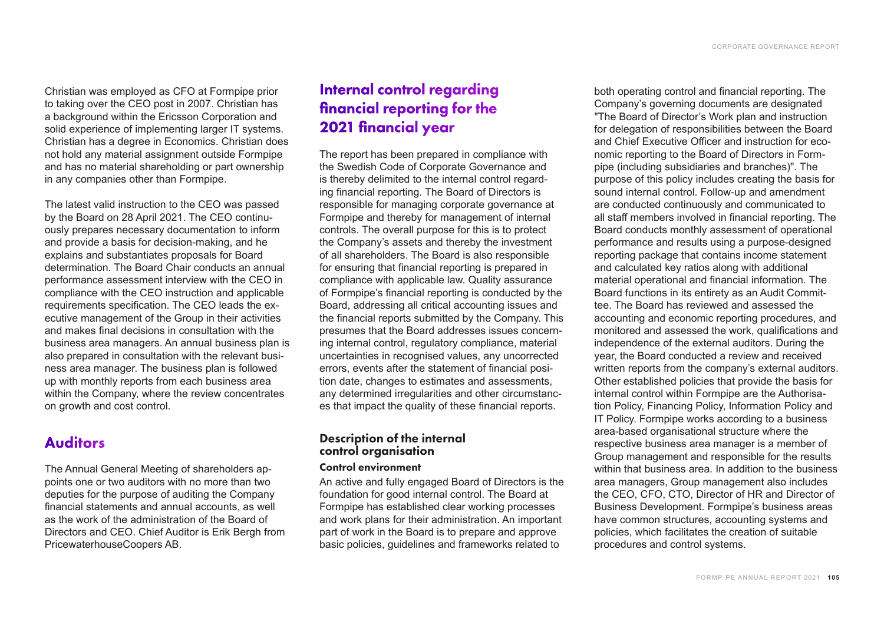Christian was employed as CFO at Formpipe prior to taking over the CEO post in 2007. Christian has a background within the Ericsson Corporation and solid experience of implementing larger IT systems. Christian has a degree in Economics. Christian does not hold any material assignment outside Formpipe and has no material shareholding or part ownership in any companies other than Formpipe.

The latest valid instruction to the CEO was passed by the Board on 28 April 2021. The CEO continuously prepares necessary documentation to inform and provide a basis for decision-making, and he explains and substantiates proposals for Board determination. The Board Chair conducts an annual performance assessment interview with the CEO in compliance with the CEO instruction and applicable requirements specification. The CEO leads the executive management of the Group in their activities and makes final decisions in consultation with the business area managers. An annual business plan is also prepared in consultation with the relevant business area manager. The business plan is followed up with monthly reports from each business area within the Company, where the review concentrates on growth and cost control.

## Auditors

The Annual General Meeting of shareholders appoints one or two auditors with no more than two deputies for the purpose of auditing the Company financial statements and annual accounts, as well as the work of the administration of the Board of Directors and CEO. Chief Auditor is Erik Bergh from PricewaterhouseCoopers AB.

## Internal control regarding financial reporting for the 2021 financial year

The report has been prepared in compliance with the Swedish Code of Corporate Governance and is thereby delimited to the internal control regarding financial reporting. The Board of Directors is responsible for managing corporate governance at Formpipe and thereby for management of internal controls. The overall purpose for this is to protect the Company's assets and thereby the investment of all shareholders. The Board is also responsible for ensuring that financial reporting is prepared in compliance with applicable law. Quality assurance of Formpipe's financial reporting is conducted by the Board, addressing all critical accounting issues and the financial reports submitted by the Company. This presumes that the Board addresses issues concerning internal control, regulatory compliance, material uncertainties in recognised values, any uncorrected errors, events after the statement of financial position date, changes to estimates and assessments, any determined irregularities and other circumstances that impact the quality of these financial reports.

### Description of the internal control organisation

#### Control environment

An active and fully engaged Board of Directors is the foundation for good internal control. The Board at Formpipe has established clear working processes and work plans for their administration. An important part of work in the Board is to prepare and approve basic policies, guidelines and frameworks related to both operating control and financial reporting. The Company's governing documents are designated "The Board of Director's Work plan and instruction for delegation of responsibilities between the Board and Chief Executive Officer and instruction for economic reporting to the Board of Directors in Formpipe (including subsidiaries and branches)". The purpose of this policy includes creating the basis for sound internal control. Follow-up and amendment are conducted continuously and communicated to all staff members involved in financial reporting. The Board conducts monthly assessment of operational performance and results using a purpose-designed reporting package that contains income statement and calculated key ratios along with additional material operational and financial information. The Board functions in its entirety as an Audit Committee. The Board has reviewed and assessed the accounting and economic reporting procedures, and monitored and assessed the work, qualifications and independence of the external auditors. During the year, the Board conducted a review and received written reports from the company's external auditors. Other established policies that provide the basis for internal control within Formpipe are the Authorisation Policy, Financing Policy, Information Policy and IT Policy. Formpipe works according to a business area-based organisational structure where the respective business area manager is a member of Group management and responsible for the results within that business area. In addition to the business area managers, Group management also includes the CEO, CFO, CTO, Director of HR and Director of Business Development. Formpipe's business areas have common structures, accounting systems and policies, which facilitates the creation of suitable procedures and control systems.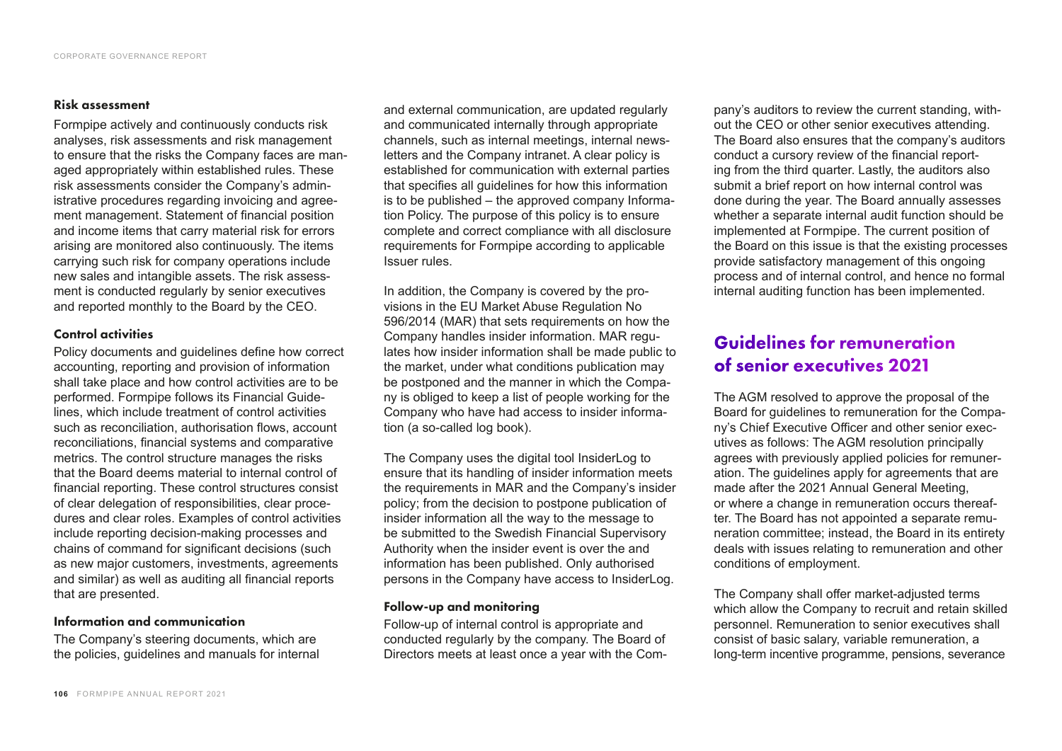### Risk assessment

Formpipe actively and continuously conducts risk analyses, risk assessments and risk management to ensure that the risks the Company faces are managed appropriately within established rules. These risk assessments consider the Company's administrative procedures regarding invoicing and agreement management. Statement of financial position and income items that carry material risk for errors arising are monitored also continuously. The items carrying such risk for company operations include new sales and intangible assets. The risk assessment is conducted regularly by senior executives and reported monthly to the Board by the CEO.

### Control activities

Policy documents and guidelines define how correct accounting, reporting and provision of information shall take place and how control activities are to be performed. Formpipe follows its Financial Guidelines, which include treatment of control activities such as reconciliation, authorisation flows, account reconciliations, financial systems and comparative metrics. The control structure manages the risks that the Board deems material to internal control of financial reporting. These control structures consist of clear delegation of responsibilities, clear procedures and clear roles. Examples of control activities include reporting decision-making processes and chains of command for significant decisions (such as new major customers, investments, agreements and similar) as well as auditing all financial reports that are presented.

### Information and communication

The Company's steering documents, which are the policies, guidelines and manuals for internal and external communication, are updated regularly and communicated internally through appropriate channels, such as internal meetings, internal newsletters and the Company intranet. A clear policy is established for communication with external parties that specifies all guidelines for how this information is to be published – the approved company Information Policy. The purpose of this policy is to ensure complete and correct compliance with all disclosure requirements for Formpipe according to applicable Issuer rules.

In addition, the Company is covered by the provisions in the EU Market Abuse Regulation No 596/2014 (MAR) that sets requirements on how the Company handles insider information. MAR regulates how insider information shall be made public to the market, under what conditions publication may be postponed and the manner in which the Company is obliged to keep a list of people working for the Company who have had access to insider information (a so-called log book).

The Company uses the digital tool InsiderLog to ensure that its handling of insider information meets the requirements in MAR and the Company's insider policy; from the decision to postpone publication of insider information all the way to the message to be submitted to the Swedish Financial Supervisory Authority when the insider event is over the and information has been published. Only authorised persons in the Company have access to InsiderLog.

### Follow-up and monitoring

Follow-up of internal control is appropriate and conducted regularly by the company. The Board of Directors meets at least once a year with the Company's auditors to review the current standing, without the CEO or other senior executives attending. The Board also ensures that the company's auditors conduct a cursory review of the financial reporting from the third quarter. Lastly, the auditors also submit a brief report on how internal control was done during the year. The Board annually assesses whether a separate internal audit function should be implemented at Formpipe. The current position of the Board on this issue is that the existing processes provide satisfactory management of this ongoing process and of internal control, and hence no formal internal auditing function has been implemented.

## Guidelines for remuneration of senior executives 2021

The AGM resolved to approve the proposal of the Board for guidelines to remuneration for the Company's Chief Executive Officer and other senior executives as follows: The AGM resolution principally agrees with previously applied policies for remuneration. The guidelines apply for agreements that are made after the 2021 Annual General Meeting, or where a change in remuneration occurs thereafter. The Board has not appointed a separate remuneration committee; instead, the Board in its entirety deals with issues relating to remuneration and other conditions of employment.

The Company shall offer market-adjusted terms which allow the Company to recruit and retain skilled personnel. Remuneration to senior executives shall consist of basic salary, variable remuneration, a long-term incentive programme, pensions, severance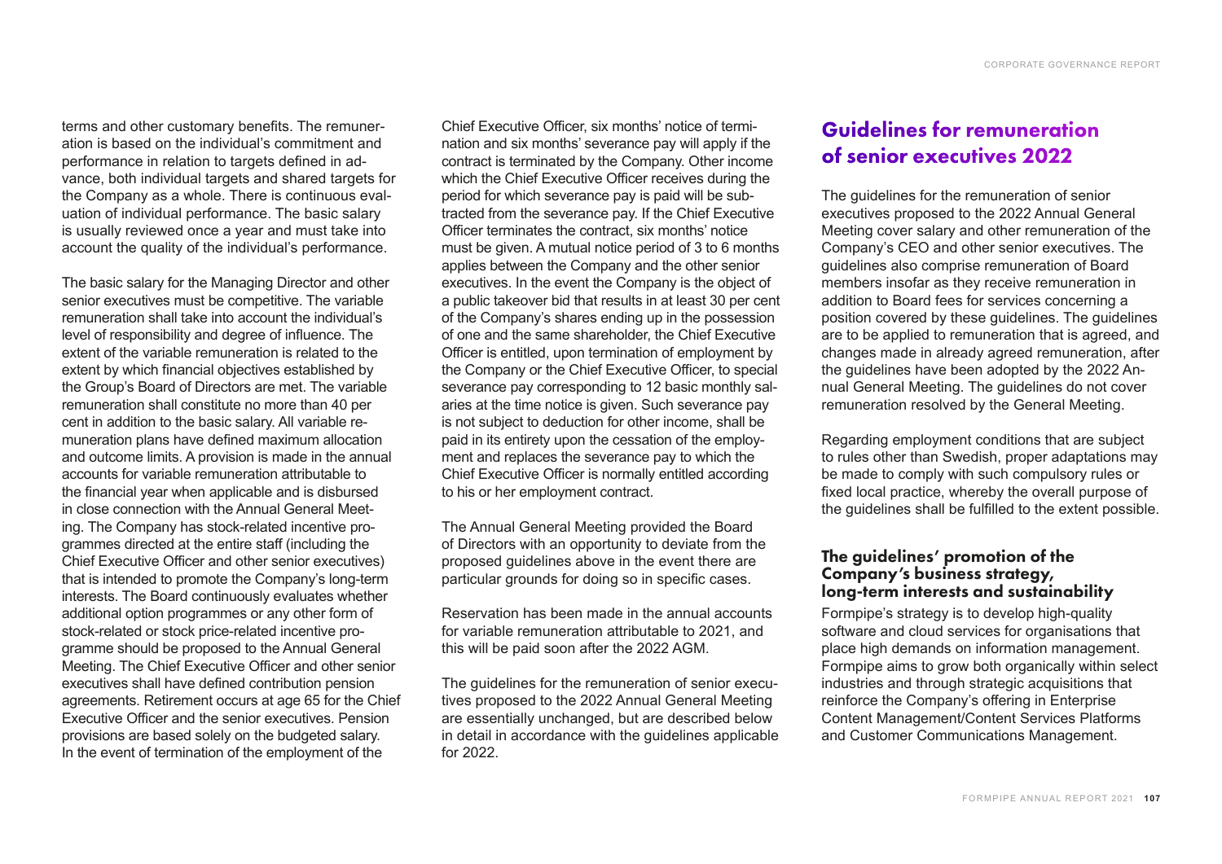terms and other customary benefits. The remuneration is based on the individual's commitment and performance in relation to targets defined in advance, both individual targets and shared targets for the Company as a whole. There is continuous evaluation of individual performance. The basic salary is usually reviewed once a year and must take into account the quality of the individual's performance.

The basic salary for the Managing Director and other senior executives must be competitive. The variable remuneration shall take into account the individual's level of responsibility and degree of influence. The extent of the variable remuneration is related to the extent by which financial objectives established by the Group's Board of Directors are met. The variable remuneration shall constitute no more than 40 per cent in addition to the basic salary. All variable remuneration plans have defined maximum allocation and outcome limits. A provision is made in the annual accounts for variable remuneration attributable to the financial year when applicable and is disbursed in close connection with the Annual General Meeting. The Company has stock-related incentive programmes directed at the entire staff (including the Chief Executive Officer and other senior executives) that is intended to promote the Company's long-term interests. The Board continuously evaluates whether additional option programmes or any other form of stock-related or stock price-related incentive programme should be proposed to the Annual General Meeting. The Chief Executive Officer and other senior executives shall have defined contribution pension agreements. Retirement occurs at age 65 for the Chief Executive Officer and the senior executives. Pension provisions are based solely on the budgeted salary. In the event of termination of the employment of the Chief Executive Officer, six months' notice of termination and six months' severance pay will apply if the contract is terminated by the Company. Other income which the Chief Executive Officer receives during the period for which severance pay is paid will be subtracted from the severance pay. If the Chief Executive Officer terminates the contract, six months' notice must be given. A mutual notice period of 3 to 6 months applies between the Company and the other senior executives. In the event the Company is the object of a public takeover bid that results in at least 30 per cent of the Company's shares ending up in the possession of one and the same shareholder, the Chief Executive Officer is entitled, upon termination of employment by the Company or the Chief Executive Officer, to special severance pay corresponding to 12 basic monthly salaries at the time notice is given. Such severance pay is not subject to deduction for other income, shall be paid in its entirety upon the cessation of the employment and replaces the severance pay to which the Chief Executive Officer is normally entitled according to his or her employment contract.

The Annual General Meeting provided the Board of Directors with an opportunity to deviate from the proposed guidelines above in the event there are particular grounds for doing so in specific cases.

Reservation has been made in the annual accounts for variable remuneration attributable to 2021, and this will be paid soon after the 2022 AGM.

The guidelines for the remuneration of senior executives proposed to the 2022 Annual General Meeting are essentially unchanged, but are described below in detail in accordance with the guidelines applicable for 2022.

## Guidelines for remuneration of senior executives 2022

The guidelines for the remuneration of senior executives proposed to the 2022 Annual General Meeting cover salary and other remuneration of the Company's CEO and other senior executives. The guidelines also comprise remuneration of Board members insofar as they receive remuneration in addition to Board fees for services concerning a position covered by these guidelines. The guidelines are to be applied to remuneration that is agreed, and changes made in already agreed remuneration, after the guidelines have been adopted by the 2022 Annual General Meeting. The guidelines do not cover remuneration resolved by the General Meeting.

Regarding employment conditions that are subject to rules other than Swedish, proper adaptations may be made to comply with such compulsory rules or fixed local practice, whereby the overall purpose of the guidelines shall be fulfilled to the extent possible.

### The guidelines' promotion of the Company's business strategy, long-term interests and sustainability

Formpipe's strategy is to develop high-quality software and cloud services for organisations that place high demands on information management. Formpipe aims to grow both organically within select industries and through strategic acquisitions that reinforce the Company's offering in Enterprise Content Management/Content Services Platforms and Customer Communications Management.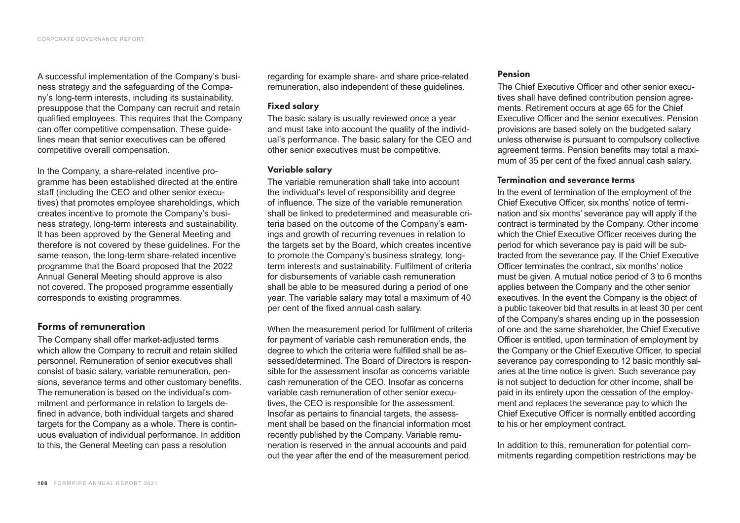A successful implementation of the Company's business strategy and the safeguarding of the Company's long-term interests, including its sustainability, presuppose that the Company can recruit and retain qualified employees. This requires that the Company can offer competitive compensation. These guidelines mean that senior executives can be offered competitive overall compensation.

In the Company, a share-related incentive programme has been established directed at the entire staff (including the CEO and other senior executives) that promotes employee shareholdings, which creates incentive to promote the Company's business strategy, long-term interests and sustainability. It has been approved by the General Meeting and therefore is not covered by these guidelines. For the same reason, the long-term share-related incentive programme that the Board proposed that the 2022 Annual General Meeting should approve is also not covered. The proposed programme essentially corresponds to existing programmes.

## Forms of remuneration

The Company shall offer market-adjusted terms which allow the Company to recruit and retain skilled personnel. Remuneration of senior executives shall consist of basic salary, variable remuneration, pensions, severance terms and other customary benefits. The remuneration is based on the individual's commitment and performance in relation to targets defined in advance, both individual targets and shared targets for the Company as a whole. There is continuous evaluation of individual performance. In addition to this, the General Meeting can pass a resolution regarding for example share- and share price-related remuneration, also independent of these guidelines.

### Fixed salary

The basic salary is usually reviewed once a year and must take into account the quality of the individual's performance. The basic salary for the CEO and other senior executives must be competitive.

### Variable salary

The variable remuneration shall take into account the individual's level of responsibility and degree of influence. The size of the variable remuneration shall be linked to predetermined and measurable criteria based on the outcome of the Company's earnings and growth of recurring revenues in relation to the targets set by the Board, which creates incentive to promote the Company's business strategy, long-term interests and sustainability. Fulfilment of criteria for disbursements of variable cash remuneration shall be able to be measured during a period of one year. The variable salary may total a maximum of 40 per cent of the fixed annual cash salary.

When the measurement period for fulfilment of criteria for payment of variable cash remuneration ends, the degree to which the criteria were fulfilled shall be assessed/determined. The Board of Directors is responsible for the assessment insofar as concerns variable cash remuneration of the CEO. Insofar as concerns variable cash remuneration of other senior executives, the CEO is responsible for the assessment. Insofar as pertains to financial targets, the assessment shall be based on the financial information most recently published by the Company. Variable remuneration is reserved in the annual accounts and paid out the year after the end of the measurement period.

### Pension

The Chief Executive Officer and other senior executives shall have defined contribution pension agreements. Retirement occurs at age 65 for the Chief Executive Officer and the senior executives. Pension provisions are based solely on the budgeted salary unless otherwise is pursuant to compulsory collective agreement terms. Pension benefits may total a maximum of 35 per cent of the fixed annual cash salary.

### Termination and severance terms

In the event of termination of the employment of the Chief Executive Officer, six months' notice of termination and six months' severance pay will apply if the contract is terminated by the Company. Other income which the Chief Executive Officer receives during the period for which severance pay is paid will be subtracted from the severance pay. If the Chief Executive Officer terminates the contract, six months' notice must be given. A mutual notice period of 3 to 6 months applies between the Company and the other senior executives. In the event the Company is the object of a public takeover bid that results in at least 30 per cent of the Company's shares ending up in the possession of one and the same shareholder, the Chief Executive Officer is entitled, upon termination of employment by the Company or the Chief Executive Officer, to special severance pay corresponding to 12 basic monthly salaries at the time notice is given. Such severance pay is not subject to deduction for other income, shall be paid in its entirety upon the cessation of the employment and replaces the severance pay to which the Chief Executive Officer is normally entitled according to his or her employment contract.

In addition to this, remuneration for potential commitments regarding competition restrictions may be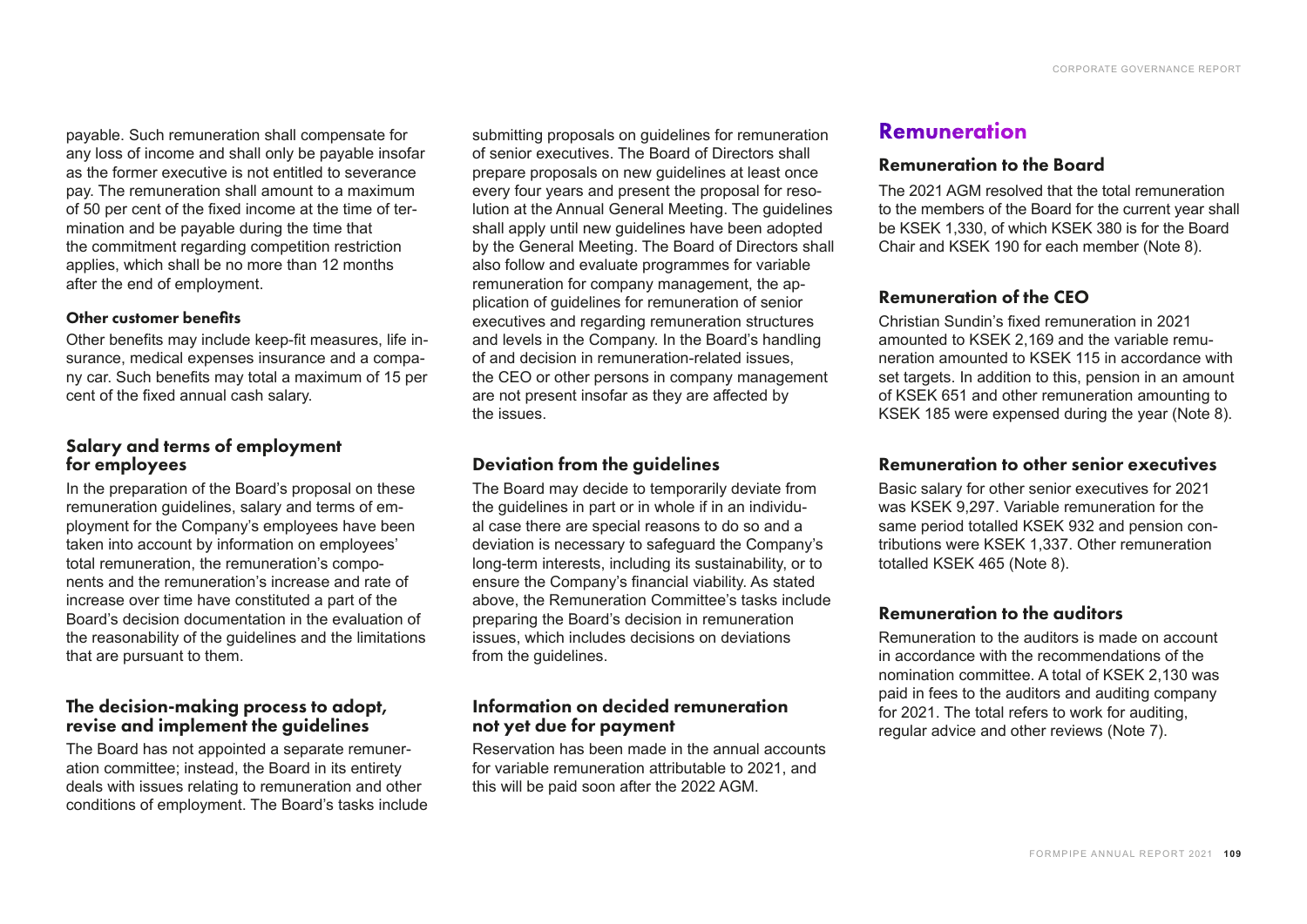payable. Such remuneration shall compensate for any loss of income and shall only be payable insofar as the former executive is not entitled to severance pay. The remuneration shall amount to a maximum of 50 per cent of the fixed income at the time of termination and be payable during the time that the commitment regarding competition restriction applies, which shall be no more than 12 months after the end of employment.

#### Other customer benefits

Other benefits may include keep-fit measures, life insurance, medical expenses insurance and a company car. Such benefits may total a maximum of 15 per cent of the fixed annual cash salary.

### Salary and terms of employment for employees

In the preparation of the Board's proposal on these remuneration guidelines, salary and terms of employment for the Company's employees have been taken into account by information on employees' total remuneration, the remuneration's components and the remuneration's increase and rate of increase over time have constituted a part of the Board's decision documentation in the evaluation of the reasonability of the guidelines and the limitations that are pursuant to them.

### The decision-making process to adopt, revise and implement the guidelines

The Board has not appointed a separate remuneration committee; instead, the Board in its entirety deals with issues relating to remuneration and other conditions of employment. The Board's tasks include submitting proposals on guidelines for remuneration of senior executives. The Board of Directors shall prepare proposals on new guidelines at least once every four years and present the proposal for resolution at the Annual General Meeting. The guidelines shall apply until new guidelines have been adopted by the General Meeting. The Board of Directors shall also follow and evaluate programmes for variable remuneration for company management, the application of guidelines for remuneration of senior executives and regarding remuneration structures and levels in the Company. In the Board's handling of and decision in remuneration-related issues, the CEO or other persons in company management are not present insofar as they are affected by the issues.

### Deviation from the guidelines

The Board may decide to temporarily deviate from the guidelines in part or in whole if in an individual case there are special reasons to do so and a deviation is necessary to safeguard the Company's long-term interests, including its sustainability, or to ensure the Company's financial viability. As stated above, the Remuneration Committee's tasks include preparing the Board's decision in remuneration issues, which includes decisions on deviations from the guidelines.

### Information on decided remuneration not yet due for payment

Reservation has been made in the annual accounts for variable remuneration attributable to 2021, and this will be paid soon after the 2022 AGM.

## Remuneration

### Remuneration to the Board

The 2021 AGM resolved that the total remuneration to the members of the Board for the current year shall be KSEK 1,330, of which KSEK 380 is for the Board Chair and KSEK 190 for each member (Note 8).

### Remuneration of the CEO

Christian Sundin's fixed remuneration in 2021 amounted to KSEK 2,169 and the variable remuneration amounted to KSEK 115 in accordance with set targets. In addition to this, pension in an amount of KSEK 651 and other remuneration amounting to KSEK 185 were expensed during the year (Note 8).

### Remuneration to other senior executives

Basic salary for other senior executives for 2021 was KSEK 9,297. Variable remuneration for the same period totalled KSEK 932 and pension contributions were KSEK 1,337. Other remuneration totalled KSEK 465 (Note 8).

### Remuneration to the auditors

Remuneration to the auditors is made on account in accordance with the recommendations of the nomination committee. A total of KSEK 2,130 was paid in fees to the auditors and auditing company for 2021. The total refers to work for auditing, regular advice and other reviews (Note 7).